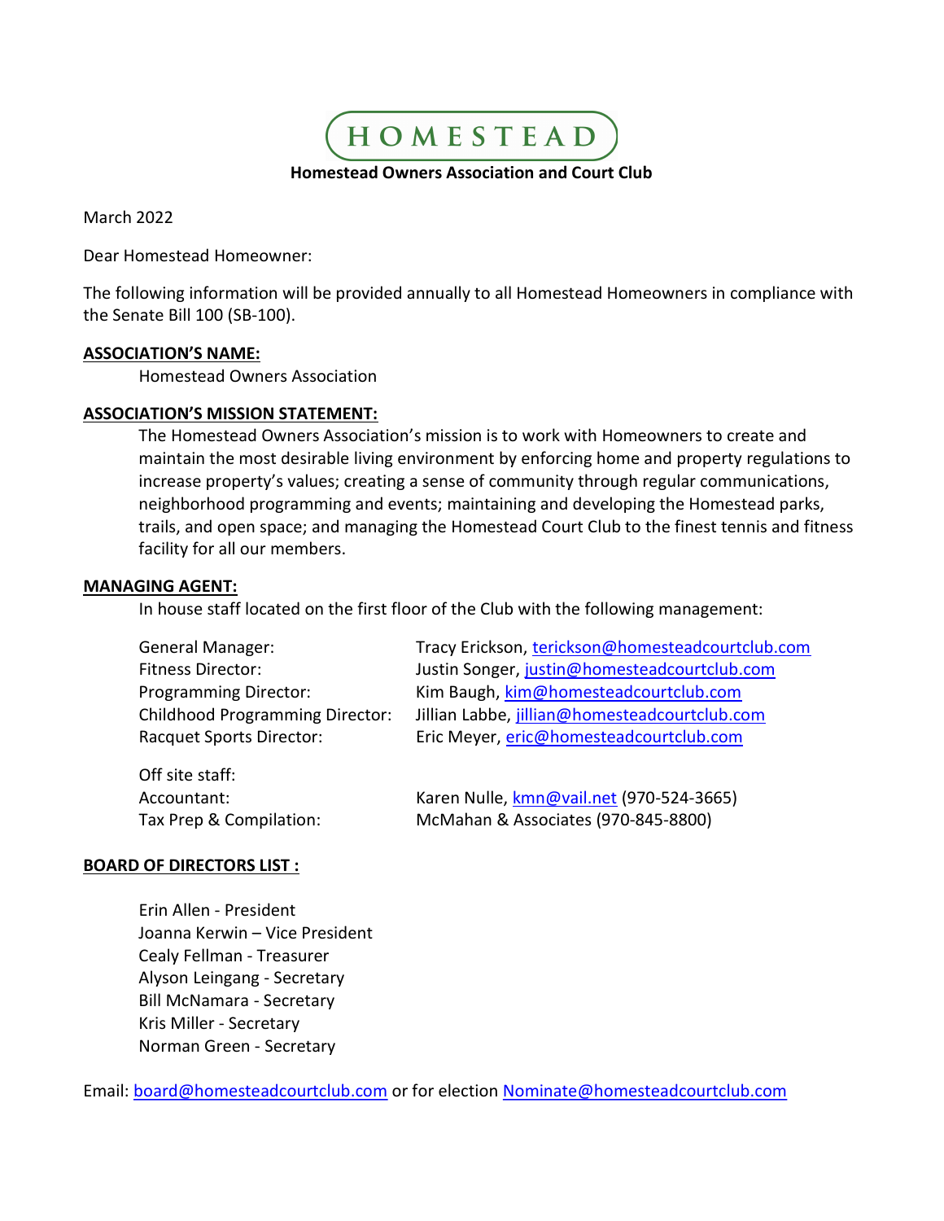# HOMESTEAD

**Homestead Owners Association and Court Club**

March 2022

Dear Homestead Homeowner:

The following information will be provided annually to all Homestead Homeowners in compliance with the Senate Bill 100 (SB-100).

**ASSOCIATION'S NAME:**

Homestead Owners Association

**ASSOCIATION'S MISSION STATEMENT:**

The Homestead Owners Association's mission is to work with Homeowners to create and maintain the most desirable living environment by enforcing home and property regulations to increase property's values; creating a sense of community through regular communications, neighborhood programming and events; maintaining and developing the Homestead parks, trails, and open space; and managing the Homestead Court Club to the finest tennis and fitness facility for all our members.

**MANAGING AGENT:**

In house staff located on the first floor of the Club with the following management:

| | |
|---|---|
| General Manager: | Tracy Erickson, terickson@homesteadcourtclub.com |
| Fitness Director: | Justin Songer, justin@homesteadcourtclub.com |
| Programming Director: | Kim Baugh, kim@homesteadcourtclub.com |
| Childhood Programming Director: | Jillian Labbe, jillian@homesteadcourtclub.com |
| Racquet Sports Director: | Eric Meyer, eric@homesteadcourtclub.com |

Off site staff:

| | |
|---|---|
| Accountant: | Karen Nulle, kmn@vail.net (970-524-3665) |
| Tax Prep & Compilation: | McMahan & Associates (970-845-8800) |

**BOARD OF DIRECTORS LIST :**

Erin Allen - President
Joanna Kerwin – Vice President
Cealy Fellman - Treasurer
Alyson Leingang - Secretary
Bill McNamara - Secretary
Kris Miller - Secretary
Norman Green - Secretary

Email: board@homesteadcourtclub.com or for election Nominate@homesteadcourtclub.com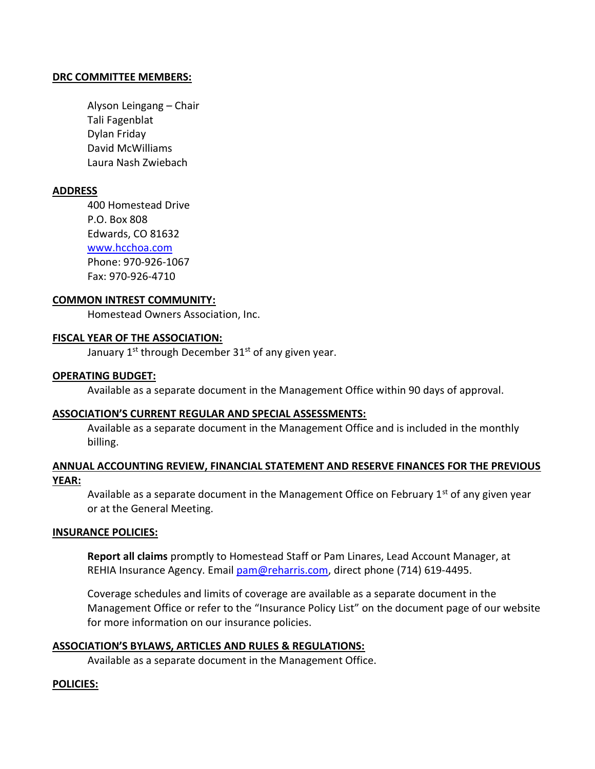**DRC COMMITTEE MEMBERS:**

Alyson Leingang – Chair
Tali Fagenblat
Dylan Friday
David McWilliams
Laura Nash Zwiebach

**ADDRESS**

400 Homestead Drive
P.O. Box 808
Edwards, CO 81632
www.hcchoa.com
Phone: 970-926-1067
Fax: 970-926-4710

**COMMON INTREST COMMUNITY:**

Homestead Owners Association, Inc.

**FISCAL YEAR OF THE ASSOCIATION:**

January 1st through December 31st of any given year.

**OPERATING BUDGET:**

Available as a separate document in the Management Office within 90 days of approval.

**ASSOCIATION'S CURRENT REGULAR AND SPECIAL ASSESSMENTS:**

Available as a separate document in the Management Office and is included in the monthly billing.

**ANNUAL ACCOUNTING REVIEW, FINANCIAL STATEMENT AND RESERVE FINANCES FOR THE PREVIOUS YEAR:**

Available as a separate document in the Management Office on February 1st of any given year or at the General Meeting.

**INSURANCE POLICIES:**

**Report all claims** promptly to Homestead Staff or Pam Linares, Lead Account Manager, at REHIA Insurance Agency. Email pam@reharris.com, direct phone (714) 619-4495.

Coverage schedules and limits of coverage are available as a separate document in the Management Office or refer to the "Insurance Policy List" on the document page of our website for more information on our insurance policies.

**ASSOCIATION'S BYLAWS, ARTICLES AND RULES & REGULATIONS:**

Available as a separate document in the Management Office.

**POLICIES:**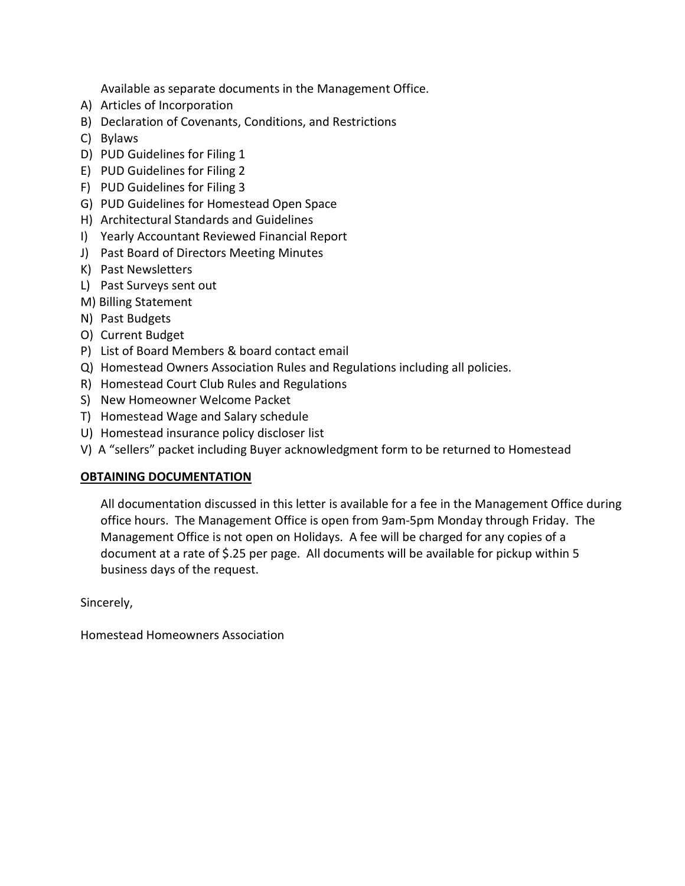Available as separate documents in the Management Office.

A) Articles of Incorporation
B) Declaration of Covenants, Conditions, and Restrictions
C) Bylaws
D) PUD Guidelines for Filing 1
E) PUD Guidelines for Filing 2
F) PUD Guidelines for Filing 3
G) PUD Guidelines for Homestead Open Space
H) Architectural Standards and Guidelines
I) Yearly Accountant Reviewed Financial Report
J) Past Board of Directors Meeting Minutes
K) Past Newsletters
L) Past Surveys sent out
M) Billing Statement
N) Past Budgets
O) Current Budget
P) List of Board Members & board contact email
Q) Homestead Owners Association Rules and Regulations including all policies.
R) Homestead Court Club Rules and Regulations
S) New Homeowner Welcome Packet
T) Homestead Wage and Salary schedule
U) Homestead insurance policy discloser list
V) A "sellers" packet including Buyer acknowledgment form to be returned to Homestead

**OBTAINING DOCUMENTATION**

All documentation discussed in this letter is available for a fee in the Management Office during office hours. The Management Office is open from 9am-5pm Monday through Friday. The Management Office is not open on Holidays. A fee will be charged for any copies of a document at a rate of $.25 per page. All documents will be available for pickup within 5 business days of the request.

Sincerely,

Homestead Homeowners Association